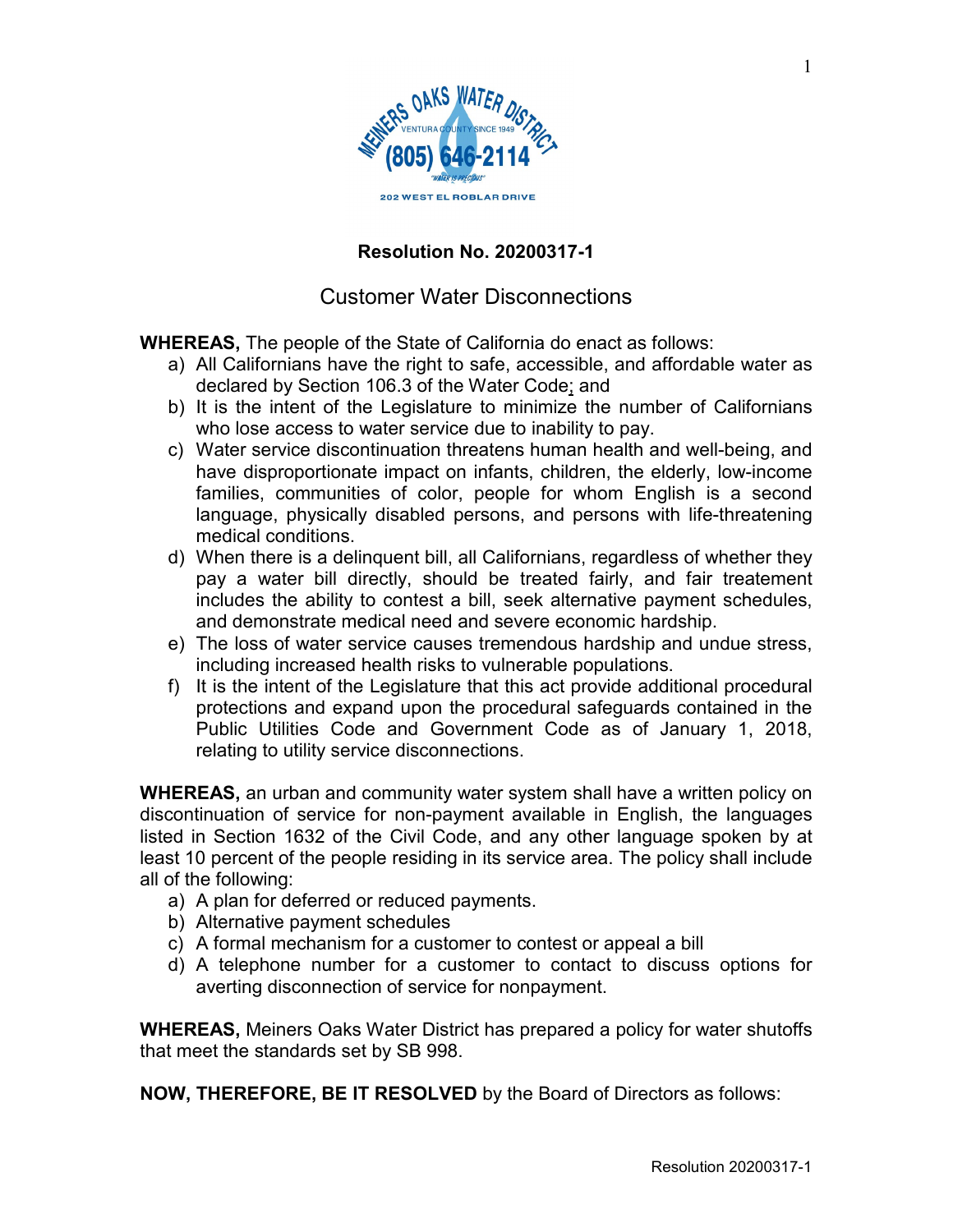MEINERS OAKS WATER DISTRICT
VENTURA COUNTY SINCE 1949
(805) 646-2114
"WATER IS PRECIOUS"
202 WEST EL ROBLAR DRIVE

## Resolution No. 20200317-1

## Customer Water Disconnections

**WHEREAS,** The people of the State of California do enact as follows:

a) All Californians have the right to safe, accessible, and affordable water as declared by Section 106.3 of the Water Code; and
b) It is the intent of the Legislature to minimize the number of Californians who lose access to water service due to inability to pay.
c) Water service discontinuation threatens human health and well-being, and have disproportionate impact on infants, children, the elderly, low-income families, communities of color, people for whom English is a second language, physically disabled persons, and persons with life-threatening medical conditions.
d) When there is a delinquent bill, all Californians, regardless of whether they pay a water bill directly, should be treated fairly, and fair treatement includes the ability to contest a bill, seek alternative payment schedules, and demonstrate medical need and severe economic hardship.
e) The loss of water service causes tremendous hardship and undue stress, including increased health risks to vulnerable populations.
f) It is the intent of the Legislature that this act provide additional procedural protections and expand upon the procedural safeguards contained in the Public Utilities Code and Government Code as of January 1, 2018, relating to utility service disconnections.

**WHEREAS,** an urban and community water system shall have a written policy on discontinuation of service for non-payment available in English, the languages listed in Section 1632 of the Civil Code, and any other language spoken by at least 10 percent of the people residing in its service area. The policy shall include all of the following:

a) A plan for deferred or reduced payments.
b) Alternative payment schedules
c) A formal mechanism for a customer to contest or appeal a bill
d) A telephone number for a customer to contact to discuss options for averting disconnection of service for nonpayment.

**WHEREAS,** Meiners Oaks Water District has prepared a policy for water shutoffs that meet the standards set by SB 998.

**NOW, THEREFORE, BE IT RESOLVED** by the Board of Directors as follows: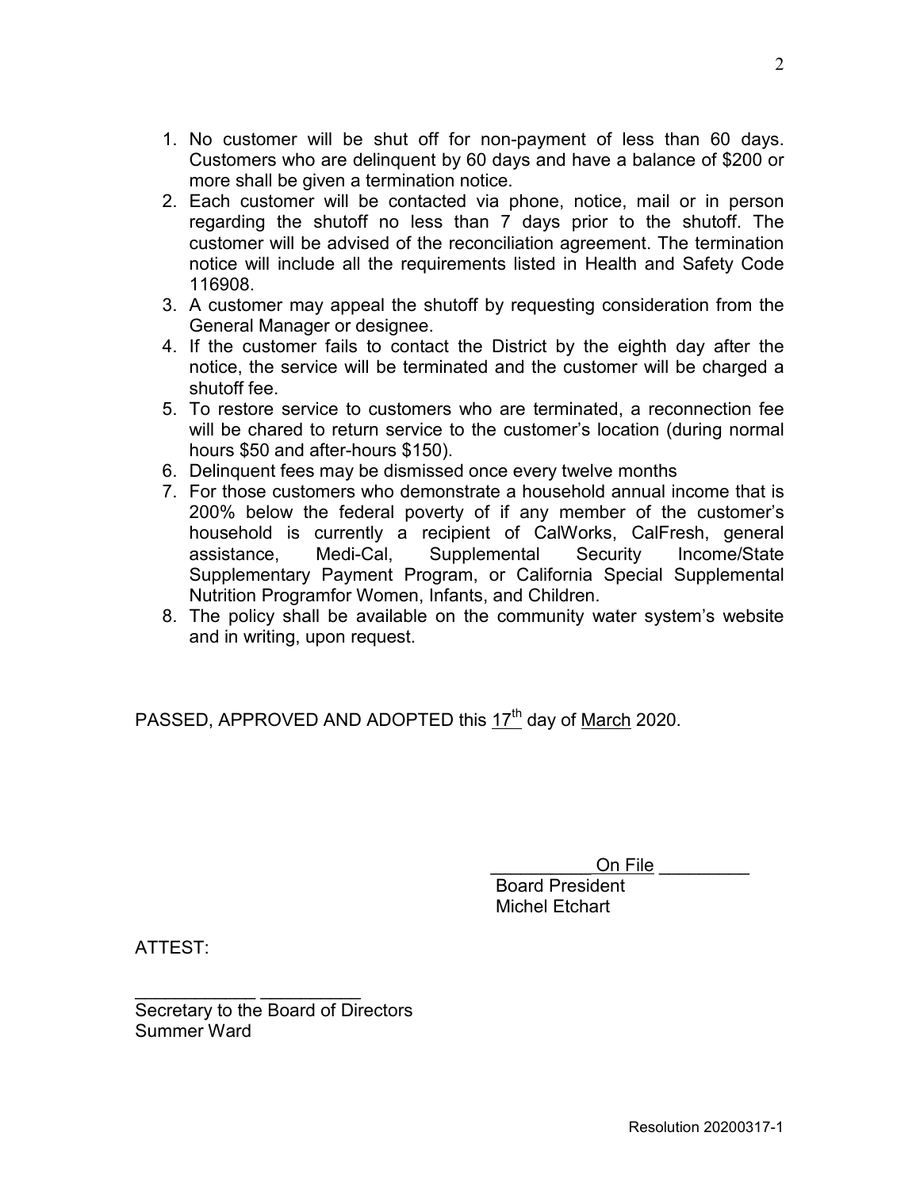1. No customer will be shut off for non-payment of less than 60 days. Customers who are delinquent by 60 days and have a balance of $200 or more shall be given a termination notice.
2. Each customer will be contacted via phone, notice, mail or in person regarding the shutoff no less than 7 days prior to the shutoff. The customer will be advised of the reconciliation agreement. The termination notice will include all the requirements listed in Health and Safety Code 116908.
3. A customer may appeal the shutoff by requesting consideration from the General Manager or designee.
4. If the customer fails to contact the District by the eighth day after the notice, the service will be terminated and the customer will be charged a shutoff fee.
5. To restore service to customers who are terminated, a reconnection fee will be chared to return service to the customer's location (during normal hours $50 and after-hours $150).
6. Delinquent fees may be dismissed once every twelve months
7. For those customers who demonstrate a household annual income that is 200% below the federal poverty of if any member of the customer's household is currently a recipient of CalWorks, CalFresh, general assistance, Medi-Cal, Supplemental Security Income/State Supplementary Payment Program, or California Special Supplemental Nutrition Programfor Women, Infants, and Children.
8. The policy shall be available on the community water system's website and in writing, upon request.

PASSED, APPROVED AND ADOPTED this 17th day of March 2020.

__________ On File _________
Board President
Michel Etchart

ATTEST:

____________ __________
Secretary to the Board of Directors
Summer Ward

Resolution 20200317-1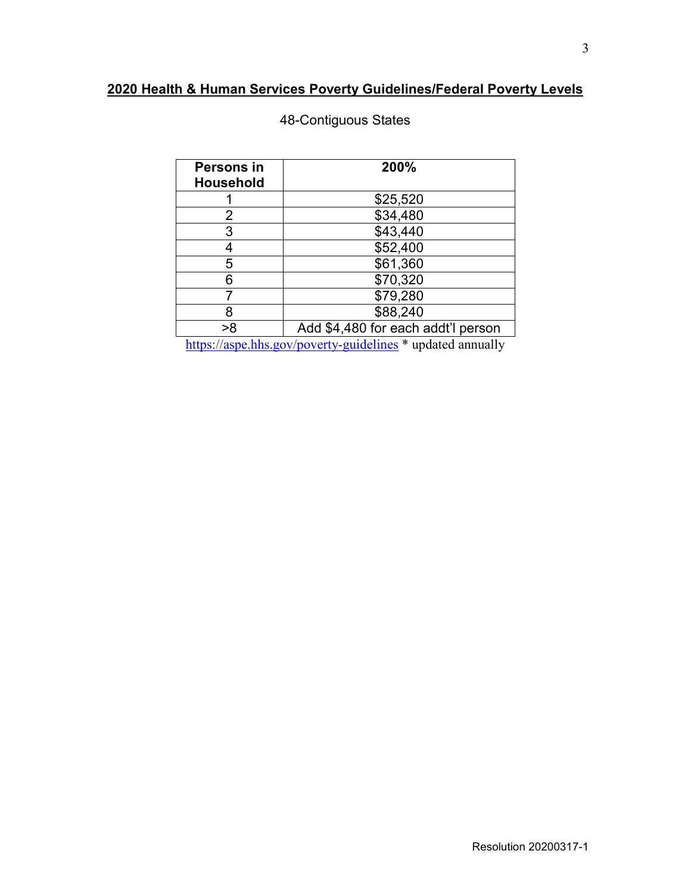## **2020 Health & Human Services Poverty Guidelines/Federal Poverty Levels**

48-Contiguous States

| Persons in Household | 200% |
|---|---|
| 1 | $25,520 |
| 2 | $34,480 |
| 3 | $43,440 |
| 4 | $52,400 |
| 5 | $61,360 |
| 6 | $70,320 |
| 7 | $79,280 |
| 8 | $88,240 |
| >8 | Add $4,480 for each addt'l person |

https://aspe.hhs.gov/poverty-guidelines * updated annually

Resolution 20200317-1